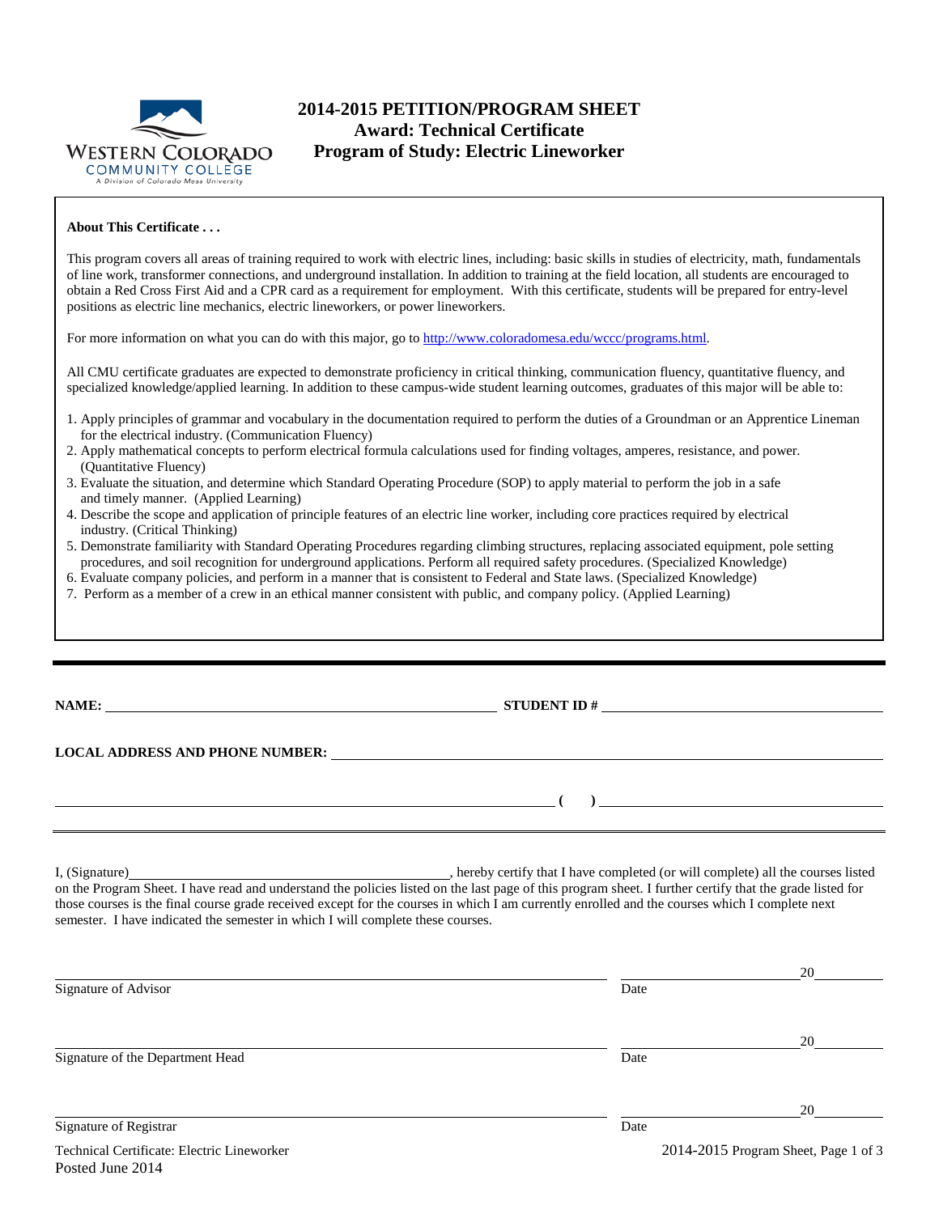WESTERN COLORADO COMMUNITY COLLEGE
A Division of Colorado Mesa University

# 2014-2015 PETITION/PROGRAM SHEET
## Award: Technical Certificate
## Program of Study: Electric Lineworker

**About This Certificate . . .**

This program covers all areas of training required to work with electric lines, including: basic skills in studies of electricity, math, fundamentals of line work, transformer connections, and underground installation. In addition to training at the field location, all students are encouraged to obtain a Red Cross First Aid and a CPR card as a requirement for employment. With this certificate, students will be prepared for entry-level positions as electric line mechanics, electric lineworkers, or power lineworkers.

For more information on what you can do with this major, go to http://www.coloradomesa.edu/wccc/programs.html.

All CMU certificate graduates are expected to demonstrate proficiency in critical thinking, communication fluency, quantitative fluency, and specialized knowledge/applied learning. In addition to these campus-wide student learning outcomes, graduates of this major will be able to:

1. Apply principles of grammar and vocabulary in the documentation required to perform the duties of a Groundman or an Apprentice Lineman for the electrical industry. (Communication Fluency)
2. Apply mathematical concepts to perform electrical formula calculations used for finding voltages, amperes, resistance, and power. (Quantitative Fluency)
3. Evaluate the situation, and determine which Standard Operating Procedure (SOP) to apply material to perform the job in a safe and timely manner. (Applied Learning)
4. Describe the scope and application of principle features of an electric line worker, including core practices required by electrical industry. (Critical Thinking)
5. Demonstrate familiarity with Standard Operating Procedures regarding climbing structures, replacing associated equipment, pole setting procedures, and soil recognition for underground applications. Perform all required safety procedures. (Specialized Knowledge)
6. Evaluate company policies, and perform in a manner that is consistent to Federal and State laws. (Specialized Knowledge)
7. Perform as a member of a crew in an ethical manner consistent with public, and company policy. (Applied Learning)

**NAME:** ______________________ **STUDENT ID #** ______________________

**LOCAL ADDRESS AND PHONE NUMBER:** ______________________

______________________ **( )** ______________________

I, (Signature) ______________________, hereby certify that I have completed (or will complete) all the courses listed on the Program Sheet. I have read and understand the policies listed on the last page of this program sheet. I further certify that the grade listed for those courses is the final course grade received except for the courses in which I am currently enrolled and the courses which I complete next semester. I have indicated the semester in which I will complete these courses.

______________________ ______________________ 20______
Signature of Advisor Date

______________________ ______________________ 20______
Signature of the Department Head Date

______________________ ______________________ 20______
Signature of Registrar Date

Technical Certificate: Electric Lineworker
Posted June 2014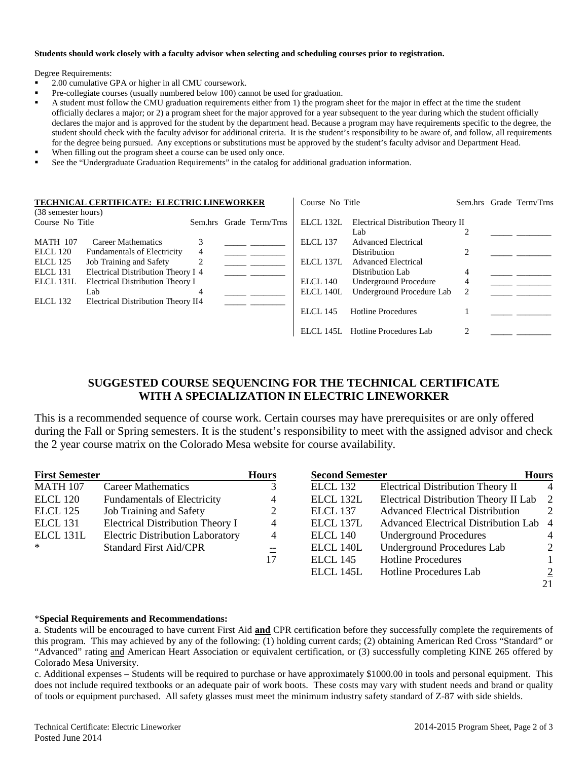**Students should work closely with a faculty advisor when selecting and scheduling courses prior to registration.**

Degree Requirements:

- 2.00 cumulative GPA or higher in all CMU coursework.
- Pre-collegiate courses (usually numbered below 100) cannot be used for graduation.
- A student must follow the CMU graduation requirements either from 1) the program sheet for the major in effect at the time the student officially declares a major; or 2) a program sheet for the major approved for a year subsequent to the year during which the student officially declares the major and is approved for the student by the department head. Because a program may have requirements specific to the degree, the student should check with the faculty advisor for additional criteria. It is the student's responsibility to be aware of, and follow, all requirements for the degree being pursued. Any exceptions or substitutions must be approved by the student's faculty advisor and Department Head.
- When filling out the program sheet a course can be used only once.
- See the "Undergraduate Graduation Requirements" in the catalog for additional graduation information.

**TECHNICAL CERTIFICATE: ELECTRIC LINEWORKER**
(38 semester hours)

| Course No | Title | Sem.hrs | Grade | Term/Trns |
|---|---|---|---|---|
| MATH 107 | Career Mathematics | 3 | _____ | ________ |
| ELCL 120 | Fundamentals of Electricity | 4 | _____ | ________ |
| ELCL 125 | Job Training and Safety | 2 | _____ | ________ |
| ELCL 131 | Electrical Distribution Theory I | 4 | _____ | ________ |
| ELCL 131L | Electrical Distribution Theory I Lab | 4 | _____ | ________ |
| ELCL 132 | Electrical Distribution Theory II | 4 | _____ | ________ |
| ELCL 132L | Electrical Distribution Theory II Lab | 2 | _____ | ________ |
| ELCL 137 | Advanced Electrical Distribution | 2 | _____ | ________ |
| ELCL 137L | Advanced Electrical Distribution Lab | 4 | _____ | ________ |
| ELCL 140 | Underground Procedure | 4 | _____ | ________ |
| ELCL 140L | Underground Procedure Lab | 2 | _____ | ________ |
| ELCL 145 | Hotline Procedures | 1 | _____ | ________ |
| ELCL 145L | Hotline Procedures Lab | 2 | _____ | ________ |

## SUGGESTED COURSE SEQUENCING FOR THE TECHNICAL CERTIFICATE WITH A SPECIALIZATION IN ELECTRIC LINEWORKER

This is a recommended sequence of course work. Certain courses may have prerequisites or are only offered during the Fall or Spring semesters. It is the student's responsibility to meet with the assigned advisor and check the 2 year course matrix on the Colorado Mesa website for course availability.

| First Semester | | Hours |
|---|---|---|
| MATH 107 | Career Mathematics | 3 |
| ELCL 120 | Fundamentals of Electricity | 4 |
| ELCL 125 | Job Training and Safety | 2 |
| ELCL 131 | Electrical Distribution Theory I | 4 |
| ELCL 131L | Electric Distribution Laboratory | 4 |
| * | Standard First Aid/CPR | -- |
| | | 17 |

| Second Semester | | Hours |
|---|---|---|
| ELCL 132 | Electrical Distribution Theory II | 4 |
| ELCL 132L | Electrical Distribution Theory II Lab | 2 |
| ELCL 137 | Advanced Electrical Distribution | 2 |
| ELCL 137L | Advanced Electrical Distribution Lab | 4 |
| ELCL 140 | Underground Procedures | 4 |
| ELCL 140L | Underground Procedures Lab | 2 |
| ELCL 145 | Hotline Procedures | 1 |
| ELCL 145L | Hotline Procedures Lab | 2 |
| | | 21 |

***Special Requirements and Recommendations:**

a. Students will be encouraged to have current First Aid **and** CPR certification before they successfully complete the requirements of this program. This may achieved by any of the following: (1) holding current cards; (2) obtaining American Red Cross "Standard" or "Advanced" rating and American Heart Association or equivalent certification, or (3) successfully completing KINE 265 offered by Colorado Mesa University.

c. Additional expenses – Students will be required to purchase or have approximately $1000.00 in tools and personal equipment. This does not include required textbooks or an adequate pair of work boots. These costs may vary with student needs and brand or quality of tools or equipment purchased. All safety glasses must meet the minimum industry safety standard of Z-87 with side shields.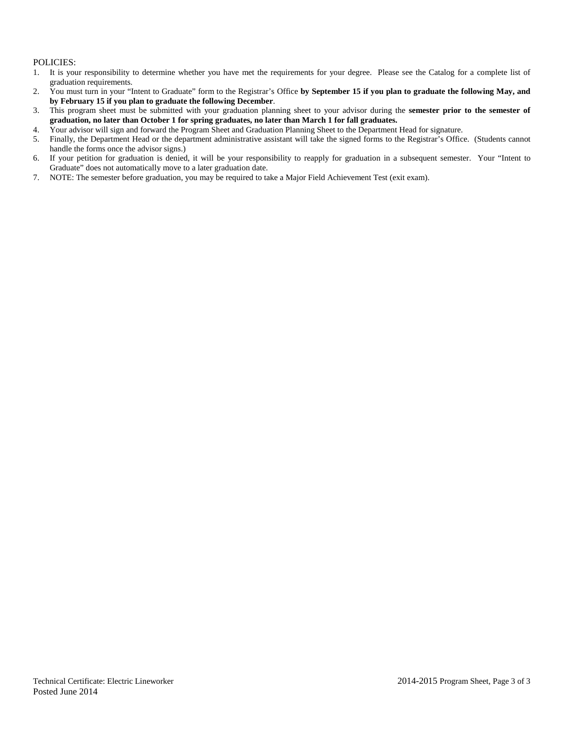POLICIES:

1. It is your responsibility to determine whether you have met the requirements for your degree. Please see the Catalog for a complete list of graduation requirements.
2. You must turn in your "Intent to Graduate" form to the Registrar's Office **by September 15 if you plan to graduate the following May, and by February 15 if you plan to graduate the following December**.
3. This program sheet must be submitted with your graduation planning sheet to your advisor during the **semester prior to the semester of graduation, no later than October 1 for spring graduates, no later than March 1 for fall graduates.**
4. Your advisor will sign and forward the Program Sheet and Graduation Planning Sheet to the Department Head for signature.
5. Finally, the Department Head or the department administrative assistant will take the signed forms to the Registrar's Office. (Students cannot handle the forms once the advisor signs.)
6. If your petition for graduation is denied, it will be your responsibility to reapply for graduation in a subsequent semester. Your "Intent to Graduate" does not automatically move to a later graduation date.
7. NOTE: The semester before graduation, you may be required to take a Major Field Achievement Test (exit exam).